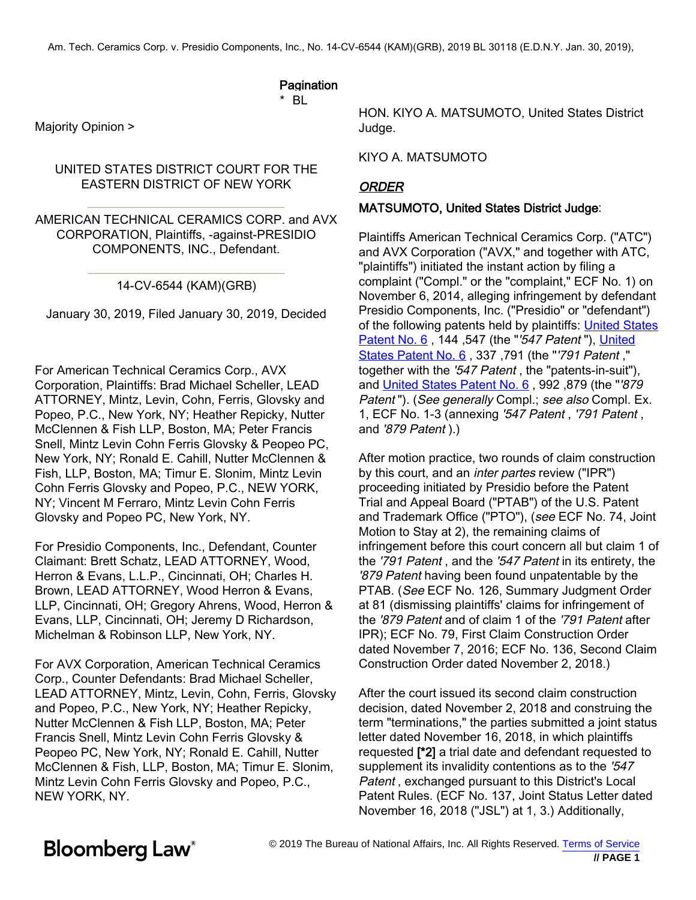Pagination
* BL

Majority Opinion >

UNITED STATES DISTRICT COURT FOR THE EASTERN DISTRICT OF NEW YORK

AMERICAN TECHNICAL CERAMICS CORP. and AVX CORPORATION, Plaintiffs, -against-PRESIDIO COMPONENTS, INC., Defendant.

14-CV-6544 (KAM)(GRB)

January 30, 2019, Filed January 30, 2019, Decided

For American Technical Ceramics Corp., AVX Corporation, Plaintiffs: Brad Michael Scheller, LEAD ATTORNEY, Mintz, Levin, Cohn, Ferris, Glovsky and Popeo, P.C., New York, NY; Heather Repicky, Nutter McClennen & Fish LLP, Boston, MA; Peter Francis Snell, Mintz Levin Cohn Ferris Glovsky & Peopeo PC, New York, NY; Ronald E. Cahill, Nutter McClennen & Fish, LLP, Boston, MA; Timur E. Slonim, Mintz Levin Cohn Ferris Glovsky and Popeo, P.C., NEW YORK, NY; Vincent M Ferraro, Mintz Levin Cohn Ferris Glovsky and Popeo PC, New York, NY.

For Presidio Components, Inc., Defendant, Counter Claimant: Brett Schatz, LEAD ATTORNEY, Wood, Herron & Evans, L.L.P., Cincinnati, OH; Charles H. Brown, LEAD ATTORNEY, Wood Herron & Evans, LLP, Cincinnati, OH; Gregory Ahrens, Wood, Herron & Evans, LLP, Cincinnati, OH; Jeremy D Richardson, Michelman & Robinson LLP, New York, NY.

For AVX Corporation, American Technical Ceramics Corp., Counter Defendants: Brad Michael Scheller, LEAD ATTORNEY, Mintz, Levin, Cohn, Ferris, Glovsky and Popeo, P.C., New York, NY; Heather Repicky, Nutter McClennen & Fish LLP, Boston, MA; Peter Francis Snell, Mintz Levin Cohn Ferris Glovsky & Peopeo PC, New York, NY; Ronald E. Cahill, Nutter McClennen & Fish, LLP, Boston, MA; Timur E. Slonim, Mintz Levin Cohn Ferris Glovsky and Popeo, P.C., NEW YORK, NY.

HON. KIYO A. MATSUMOTO, United States District Judge.

KIYO A. MATSUMOTO

***ORDER***

**MATSUMOTO, United States District Judge**:

Plaintiffs American Technical Ceramics Corp. ("ATC") and AVX Corporation ("AVX," and together with ATC, "plaintiffs") initiated the instant action by filing a complaint ("Compl." or the "complaint," ECF No. 1) on November 6, 2014, alleging infringement by defendant Presidio Components, Inc. ("Presidio" or "defendant") of the following patents held by plaintiffs: United States Patent No. 6 , 144 ,547 (the "*'547 Patent* "), United States Patent No. 6 , 337 ,791 (the "*'791 Patent* ," together with the *'547 Patent* , the "patents-in-suit"), and United States Patent No. 6 , 992 ,879 (the "*'879 Patent* "). (*See generally* Compl.; *see also* Compl. Ex. 1, ECF No. 1-3 (annexing *'547 Patent* , *'791 Patent* , and *'879 Patent* ).)

After motion practice, two rounds of claim construction by this court, and an *inter partes* review ("IPR") proceeding initiated by Presidio before the Patent Trial and Appeal Board ("PTAB") of the U.S. Patent and Trademark Office ("PTO"), (*see* ECF No. 74, Joint Motion to Stay at 2), the remaining claims of infringement before this court concern all but claim 1 of the *'791 Patent* , and the *'547 Patent* in its entirety, the *'879 Patent* having been found unpatentable by the PTAB. (*See* ECF No. 126, Summary Judgment Order at 81 (dismissing plaintiffs' claims for infringement of the *'879 Patent* and of claim 1 of the *'791 Patent* after IPR); ECF No. 79, First Claim Construction Order dated November 7, 2016; ECF No. 136, Second Claim Construction Order dated November 2, 2018.)

After the court issued its second claim construction decision, dated November 2, 2018 and construing the term "terminations," the parties submitted a joint status letter dated November 16, 2018, in which plaintiffs requested **[*2]** a trial date and defendant requested to supplement its invalidity contentions as to the *'547 Patent* , exchanged pursuant to this District's Local Patent Rules. (ECF No. 137, Joint Status Letter dated November 16, 2018 ("JSL") at 1, 3.) Additionally,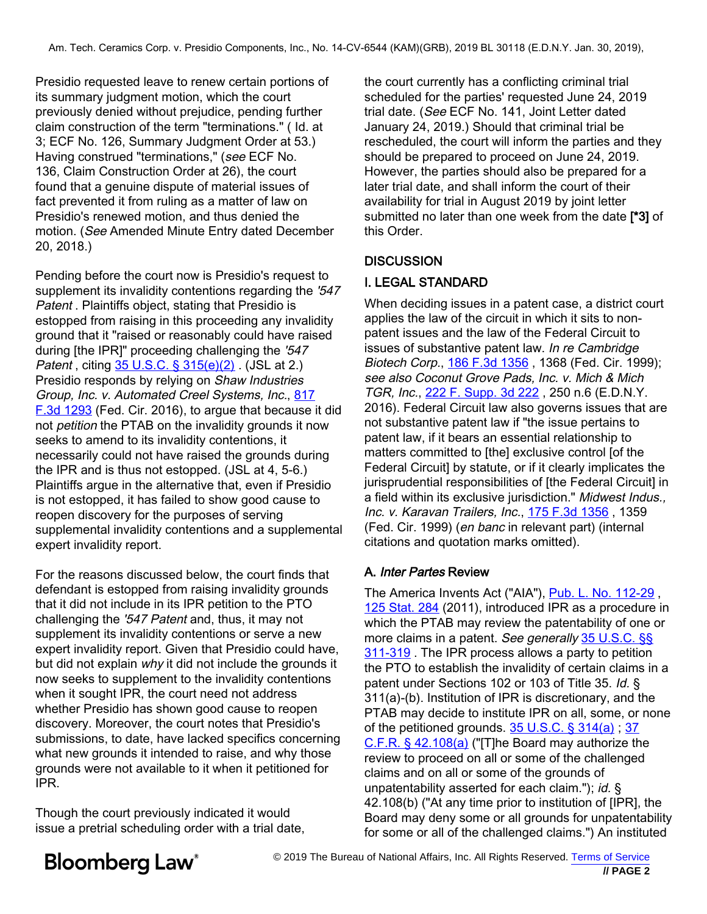Presidio requested leave to renew certain portions of its summary judgment motion, which the court previously denied without prejudice, pending further claim construction of the term "terminations." ( Id. at 3; ECF No. 126, Summary Judgment Order at 53.) Having construed "terminations," (*see* ECF No. 136, Claim Construction Order at 26), the court found that a genuine dispute of material issues of fact prevented it from ruling as a matter of law on Presidio's renewed motion, and thus denied the motion. (*See* Amended Minute Entry dated December 20, 2018.)

Pending before the court now is Presidio's request to supplement its invalidity contentions regarding the *'547 Patent* . Plaintiffs object, stating that Presidio is estopped from raising in this proceeding any invalidity ground that it "raised or reasonably could have raised during [the IPR]" proceeding challenging the *'547 Patent* , citing 35 U.S.C. § 315(e)(2) . (JSL at 2.) Presidio responds by relying on *Shaw Industries Group, Inc. v. Automated Creel Systems, Inc.*, 817 F.3d 1293 (Fed. Cir. 2016), to argue that because it did not *petition* the PTAB on the invalidity grounds it now seeks to amend to its invalidity contentions, it necessarily could not have raised the grounds during the IPR and is thus not estopped. (JSL at 4, 5-6.) Plaintiffs argue in the alternative that, even if Presidio is not estopped, it has failed to show good cause to reopen discovery for the purposes of serving supplemental invalidity contentions and a supplemental expert invalidity report.

For the reasons discussed below, the court finds that defendant is estopped from raising invalidity grounds that it did not include in its IPR petition to the PTO challenging the *'547 Patent* and, thus, it may not supplement its invalidity contentions or serve a new expert invalidity report. Given that Presidio could have, but did not explain *why* it did not include the grounds it now seeks to supplement to the invalidity contentions when it sought IPR, the court need not address whether Presidio has shown good cause to reopen discovery. Moreover, the court notes that Presidio's submissions, to date, have lacked specifics concerning what new grounds it intended to raise, and why those grounds were not available to it when it petitioned for IPR.

Though the court previously indicated it would issue a pretrial scheduling order with a trial date, the court currently has a conflicting criminal trial scheduled for the parties' requested June 24, 2019 trial date. (*See* ECF No. 141, Joint Letter dated January 24, 2019.) Should that criminal trial be rescheduled, the court will inform the parties and they should be prepared to proceed on June 24, 2019. However, the parties should also be prepared for a later trial date, and shall inform the court of their availability for trial in August 2019 by joint letter submitted no later than one week from the date **[*3]** of this Order.

## DISCUSSION

### I. LEGAL STANDARD

When deciding issues in a patent case, a district court applies the law of the circuit in which it sits to non-patent issues and the law of the Federal Circuit to issues of substantive patent law. *In re Cambridge Biotech Corp.*, 186 F.3d 1356 , 1368 (Fed. Cir. 1999); *see also Coconut Grove Pads, Inc. v. Mich & Mich TGR, Inc.*, 222 F. Supp. 3d 222 , 250 n.6 (E.D.N.Y. 2016). Federal Circuit law also governs issues that are not substantive patent law if "the issue pertains to patent law, if it bears an essential relationship to matters committed to [the] exclusive control [of the Federal Circuit] by statute, or if it clearly implicates the jurisprudential responsibilities of [the Federal Circuit] in a field within its exclusive jurisdiction." *Midwest Indus., Inc. v. Karavan Trailers, Inc.*, 175 F.3d 1356 , 1359 (Fed. Cir. 1999) (*en banc* in relevant part) (internal citations and quotation marks omitted).

#### A. *Inter Partes* Review

The America Invents Act ("AIA"), Pub. L. No. 112-29 , 125 Stat. 284 (2011), introduced IPR as a procedure in which the PTAB may review the patentability of one or more claims in a patent. *See generally* 35 U.S.C. §§ 311-319 . The IPR process allows a party to petition the PTO to establish the invalidity of certain claims in a patent under Sections 102 or 103 of Title 35. *Id.* § 311(a)-(b). Institution of IPR is discretionary, and the PTAB may decide to institute IPR on all, some, or none of the petitioned grounds. 35 U.S.C. § 314(a) ; 37 C.F.R. § 42.108(a) ("[T]he Board may authorize the review to proceed on all or some of the challenged claims and on all or some of the grounds of unpatentability asserted for each claim."); *id.* § 42.108(b) ("At any time prior to institution of [IPR], the Board may deny some or all grounds for unpatentability for some or all of the challenged claims.") An instituted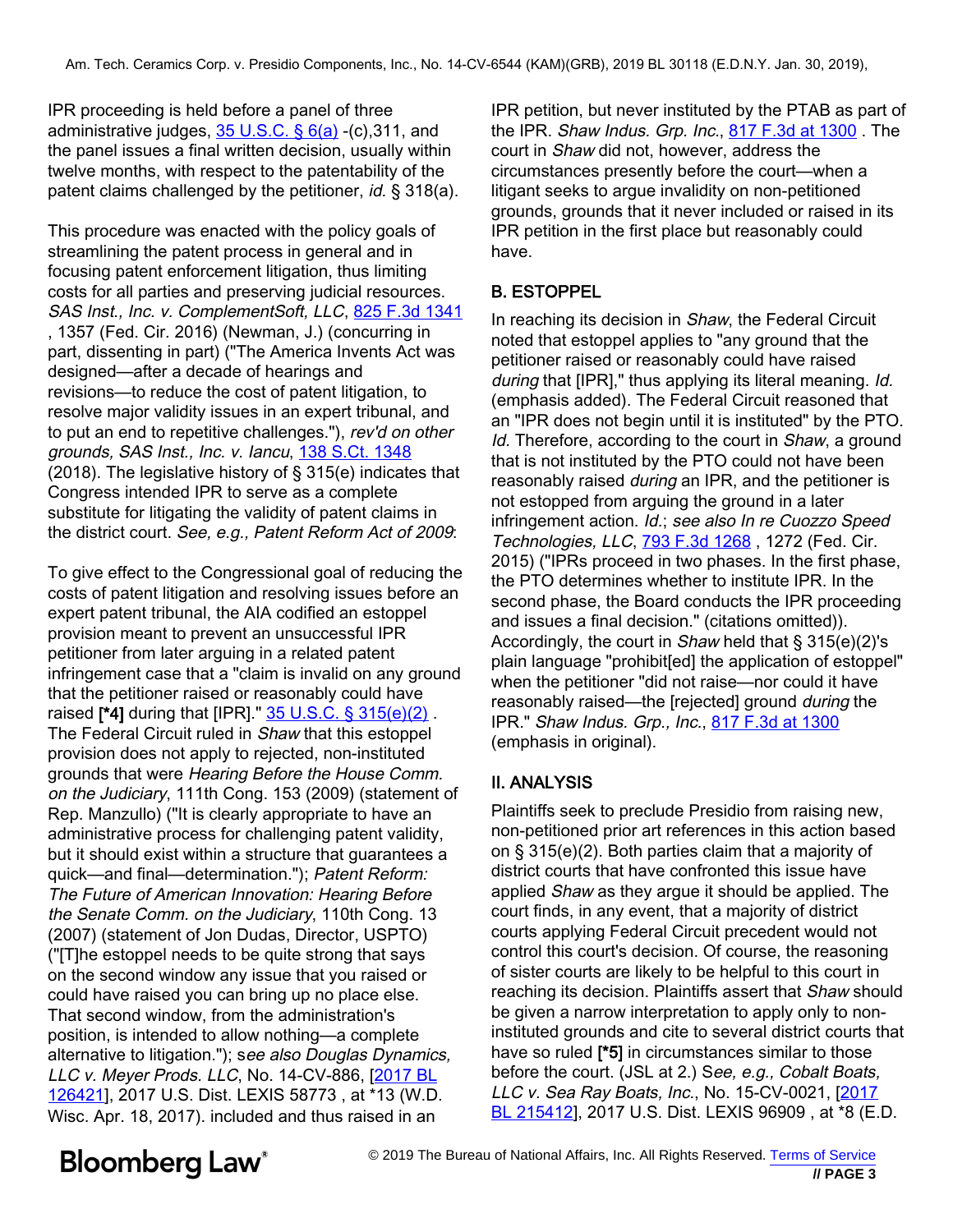IPR proceeding is held before a panel of three administrative judges, 35 U.S.C. § 6(a) -(c),311, and the panel issues a final written decision, usually within twelve months, with respect to the patentability of the patent claims challenged by the petitioner, *id.* § 318(a).

This procedure was enacted with the policy goals of streamlining the patent process in general and in focusing patent enforcement litigation, thus limiting costs for all parties and preserving judicial resources. *SAS Inst., Inc. v. ComplementSoft, LLC*, 825 F.3d 1341 , 1357 (Fed. Cir. 2016) (Newman, J.) (concurring in part, dissenting in part) ("The America Invents Act was designed—after a decade of hearings and revisions—to reduce the cost of patent litigation, to resolve major validity issues in an expert tribunal, and to put an end to repetitive challenges."), *rev'd on other grounds, SAS Inst., Inc. v. Iancu*, 138 S.Ct. 1348 (2018). The legislative history of § 315(e) indicates that Congress intended IPR to serve as a complete substitute for litigating the validity of patent claims in the district court. *See, e.g., Patent Reform Act of 2009*:

To give effect to the Congressional goal of reducing the costs of patent litigation and resolving issues before an expert patent tribunal, the AIA codified an estoppel provision meant to prevent an unsuccessful IPR petitioner from later arguing in a related patent infringement case that a "claim is invalid on any ground that the petitioner raised or reasonably could have raised **[*4]** during that [IPR]." 35 U.S.C. § 315(e)(2) . The Federal Circuit ruled in *Shaw* that this estoppel provision does not apply to rejected, non-instituted grounds that were *Hearing Before the House Comm. on the Judiciary*, 111th Cong. 153 (2009) (statement of Rep. Manzullo) ("It is clearly appropriate to have an administrative process for challenging patent validity, but it should exist within a structure that guarantees a quick—and final—determination."); *Patent Reform: The Future of American Innovation: Hearing Before the Senate Comm. on the Judiciary*, 110th Cong. 13 (2007) (statement of Jon Dudas, Director, USPTO) ("[T]he estoppel needs to be quite strong that says on the second window any issue that you raised or could have raised you can bring up no place else. That second window, from the administration's position, is intended to allow nothing—a complete alternative to litigation."); s*ee also Douglas Dynamics, LLC v. Meyer Prods. LLC*, No. 14-CV-886, [2017 BL 126421], 2017 U.S. Dist. LEXIS 58773 , at *13 (W.D. Wisc. Apr. 18, 2017). included and thus raised in an IPR petition, but never instituted by the PTAB as part of the IPR. *Shaw Indus. Grp. Inc.*, 817 F.3d at 1300 . The court in *Shaw* did not, however, address the circumstances presently before the court—when a litigant seeks to argue invalidity on non-petitioned grounds, grounds that it never included or raised in its IPR petition in the first place but reasonably could have.

## B. ESTOPPEL

In reaching its decision in *Shaw*, the Federal Circuit noted that estoppel applies to "any ground that the petitioner raised or reasonably could have raised *during* that [IPR]," thus applying its literal meaning. *Id.* (emphasis added). The Federal Circuit reasoned that an "IPR does not begin until it is instituted" by the PTO. *Id.* Therefore, according to the court in *Shaw*, a ground that is not instituted by the PTO could not have been reasonably raised *during* an IPR, and the petitioner is not estopped from arguing the ground in a later infringement action. *Id.*; *see also In re Cuozzo Speed Technologies, LLC*, 793 F.3d 1268 , 1272 (Fed. Cir. 2015) ("IPRs proceed in two phases. In the first phase, the PTO determines whether to institute IPR. In the second phase, the Board conducts the IPR proceeding and issues a final decision." (citations omitted)). Accordingly, the court in *Shaw* held that § 315(e)(2)'s plain language "prohibit[ed] the application of estoppel" when the petitioner "did not raise—nor could it have reasonably raised—the [rejected] ground *during* the IPR." *Shaw Indus. Grp., Inc.*, 817 F.3d at 1300 (emphasis in original).

## II. ANALYSIS

Plaintiffs seek to preclude Presidio from raising new, non-petitioned prior art references in this action based on § 315(e)(2). Both parties claim that a majority of district courts that have confronted this issue have applied *Shaw* as they argue it should be applied. The court finds, in any event, that a majority of district courts applying Federal Circuit precedent would not control this court's decision. Of course, the reasoning of sister courts are likely to be helpful to this court in reaching its decision. Plaintiffs assert that *Shaw* should be given a narrow interpretation to apply only to non-instituted grounds and cite to several district courts that have so ruled **[*5]** in circumstances similar to those before the court. (JSL at 2.) S*ee, e.g., Cobalt Boats, LLC v. Sea Ray Boats, Inc.*, No. 15-CV-0021, [2017 BL 215412], 2017 U.S. Dist. LEXIS 96909 , at *8 (E.D.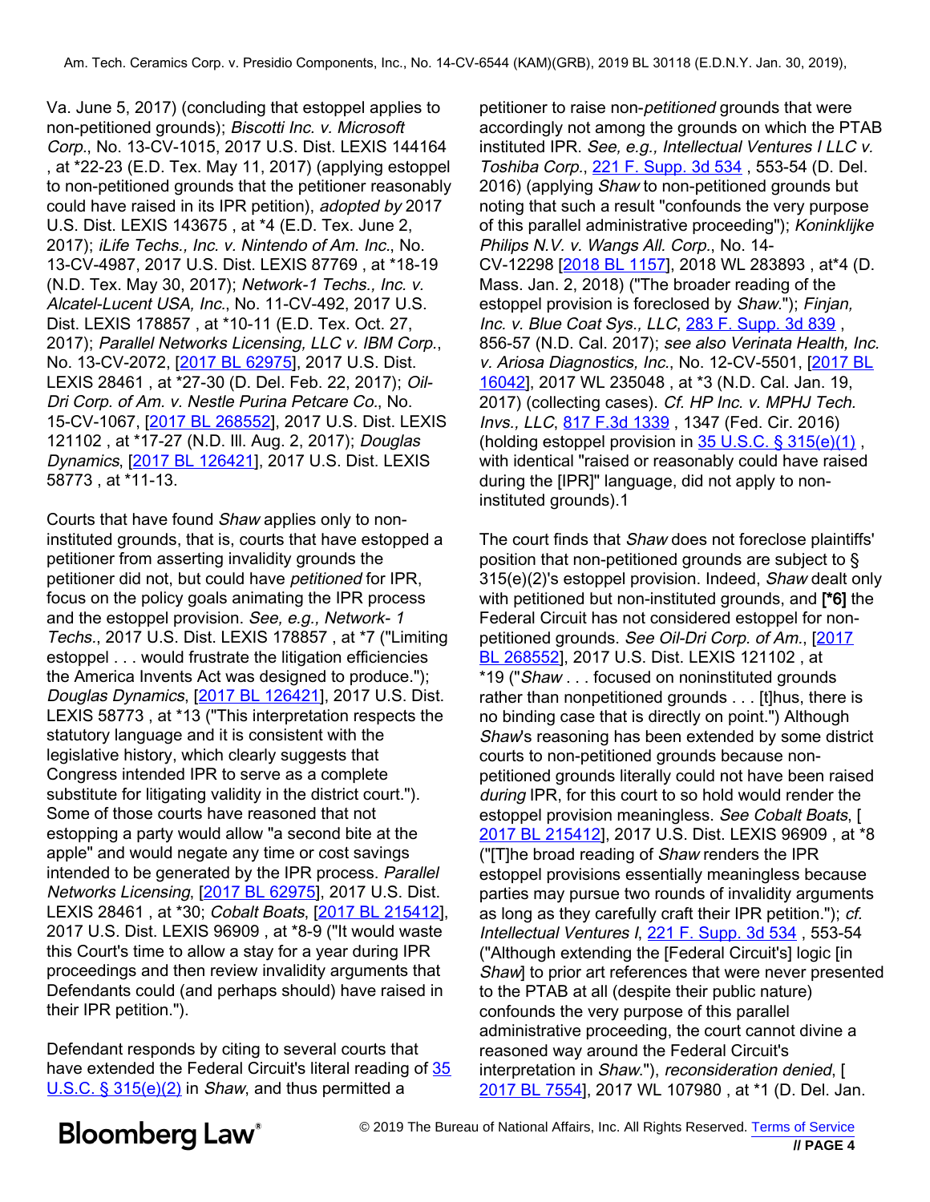Va. June 5, 2017) (concluding that estoppel applies to non-petitioned grounds); *Biscotti Inc. v. Microsoft Corp.*, No. 13-CV-1015, 2017 U.S. Dist. LEXIS 144164 , at *22-23 (E.D. Tex. May 11, 2017) (applying estoppel to non-petitioned grounds that the petitioner reasonably could have raised in its IPR petition), *adopted by* 2017 U.S. Dist. LEXIS 143675 , at *4 (E.D. Tex. June 2, 2017); *iLife Techs., Inc. v. Nintendo of Am. Inc.*, No. 13-CV-4987, 2017 U.S. Dist. LEXIS 87769 , at *18-19 (N.D. Tex. May 30, 2017); *Network-1 Techs., Inc. v. Alcatel-Lucent USA, Inc.*, No. 11-CV-492, 2017 U.S. Dist. LEXIS 178857 , at *10-11 (E.D. Tex. Oct. 27, 2017); *Parallel Networks Licensing, LLC v. IBM Corp.*, No. 13-CV-2072, [2017 BL 62975], 2017 U.S. Dist. LEXIS 28461 , at *27-30 (D. Del. Feb. 22, 2017); *Oil-Dri Corp. of Am. v. Nestle Purina Petcare Co.*, No. 15-CV-1067, [2017 BL 268552], 2017 U.S. Dist. LEXIS 121102 , at *17-27 (N.D. Ill. Aug. 2, 2017); *Douglas Dynamics*, [2017 BL 126421], 2017 U.S. Dist. LEXIS 58773 , at *11-13.

Courts that have found *Shaw* applies only to non-instituted grounds, that is, courts that have estopped a petitioner from asserting invalidity grounds the petitioner did not, but could have *petitioned* for IPR, focus on the policy goals animating the IPR process and the estoppel provision. *See, e.g., Network- 1 Techs.*, 2017 U.S. Dist. LEXIS 178857 , at *7 ("Limiting estoppel . . . would frustrate the litigation efficiencies the America Invents Act was designed to produce."); *Douglas Dynamics*, [2017 BL 126421], 2017 U.S. Dist. LEXIS 58773 , at *13 ("This interpretation respects the statutory language and it is consistent with the legislative history, which clearly suggests that Congress intended IPR to serve as a complete substitute for litigating validity in the district court."). Some of those courts have reasoned that not estopping a party would allow "a second bite at the apple" and would negate any time or cost savings intended to be generated by the IPR process. *Parallel Networks Licensing*, [2017 BL 62975], 2017 U.S. Dist. LEXIS 28461 , at *30; *Cobalt Boats*, [2017 BL 215412], 2017 U.S. Dist. LEXIS 96909 , at *8-9 ("It would waste this Court's time to allow a stay for a year during IPR proceedings and then review invalidity arguments that Defendants could (and perhaps should) have raised in their IPR petition.").

Defendant responds by citing to several courts that have extended the Federal Circuit's literal reading of 35 U.S.C. § 315(e)(2) in *Shaw*, and thus permitted a petitioner to raise non-*petitioned* grounds that were accordingly not among the grounds on which the PTAB instituted IPR. *See, e.g., Intellectual Ventures I LLC v. Toshiba Corp.*, 221 F. Supp. 3d 534 , 553-54 (D. Del. 2016) (applying *Shaw* to non-petitioned grounds but noting that such a result "confounds the very purpose of this parallel administrative proceeding"); *Koninklijke Philips N.V. v. Wangs All. Corp.*, No. 14-CV-12298 [2018 BL 1157], 2018 WL 283893 , at*4 (D. Mass. Jan. 2, 2018) ("The broader reading of the estoppel provision is foreclosed by *Shaw*."); *Finjan, Inc. v. Blue Coat Sys., LLC*, 283 F. Supp. 3d 839 , 856-57 (N.D. Cal. 2017); *see also Verinata Health, Inc. v. Ariosa Diagnostics, Inc.*, No. 12-CV-5501, [2017 BL 16042], 2017 WL 235048 , at *3 (N.D. Cal. Jan. 19, 2017) (collecting cases). *Cf. HP Inc. v. MPHJ Tech. Invs., LLC*, 817 F.3d 1339 , 1347 (Fed. Cir. 2016) (holding estoppel provision in 35 U.S.C. § 315(e)(1) , with identical "raised or reasonably could have raised during the [IPR]" language, did not apply to non-instituted grounds).1

The court finds that *Shaw* does not foreclose plaintiffs' position that non-petitioned grounds are subject to § 315(e)(2)'s estoppel provision. Indeed, *Shaw* dealt only with petitioned but non-instituted grounds, and **[*6]** the Federal Circuit has not considered estoppel for non-petitioned grounds. *See Oil-Dri Corp. of Am.*, [2017 BL 268552], 2017 U.S. Dist. LEXIS 121102 , at *19 ("*Shaw* . . . focused on noninstituted grounds rather than nonpetitioned grounds . . . [t]hus, there is no binding case that is directly on point.") Although *Shaw*'s reasoning has been extended by some district courts to non-petitioned grounds because non-petitioned grounds literally could not have been raised *during* IPR, for this court to so hold would render the estoppel provision meaningless. *See Cobalt Boats*, [ 2017 BL 215412], 2017 U.S. Dist. LEXIS 96909 , at *8 ("[T]he broad reading of *Shaw* renders the IPR estoppel provisions essentially meaningless because parties may pursue two rounds of invalidity arguments as long as they carefully craft their IPR petition."); *cf. Intellectual Ventures I*, 221 F. Supp. 3d 534 , 553-54 ("Although extending the [Federal Circuit's] logic [in *Shaw*] to prior art references that were never presented to the PTAB at all (despite their public nature) confounds the very purpose of this parallel administrative proceeding, the court cannot divine a reasoned way around the Federal Circuit's interpretation in *Shaw*."), *reconsideration denied*, [ 2017 BL 7554], 2017 WL 107980 , at *1 (D. Del. Jan.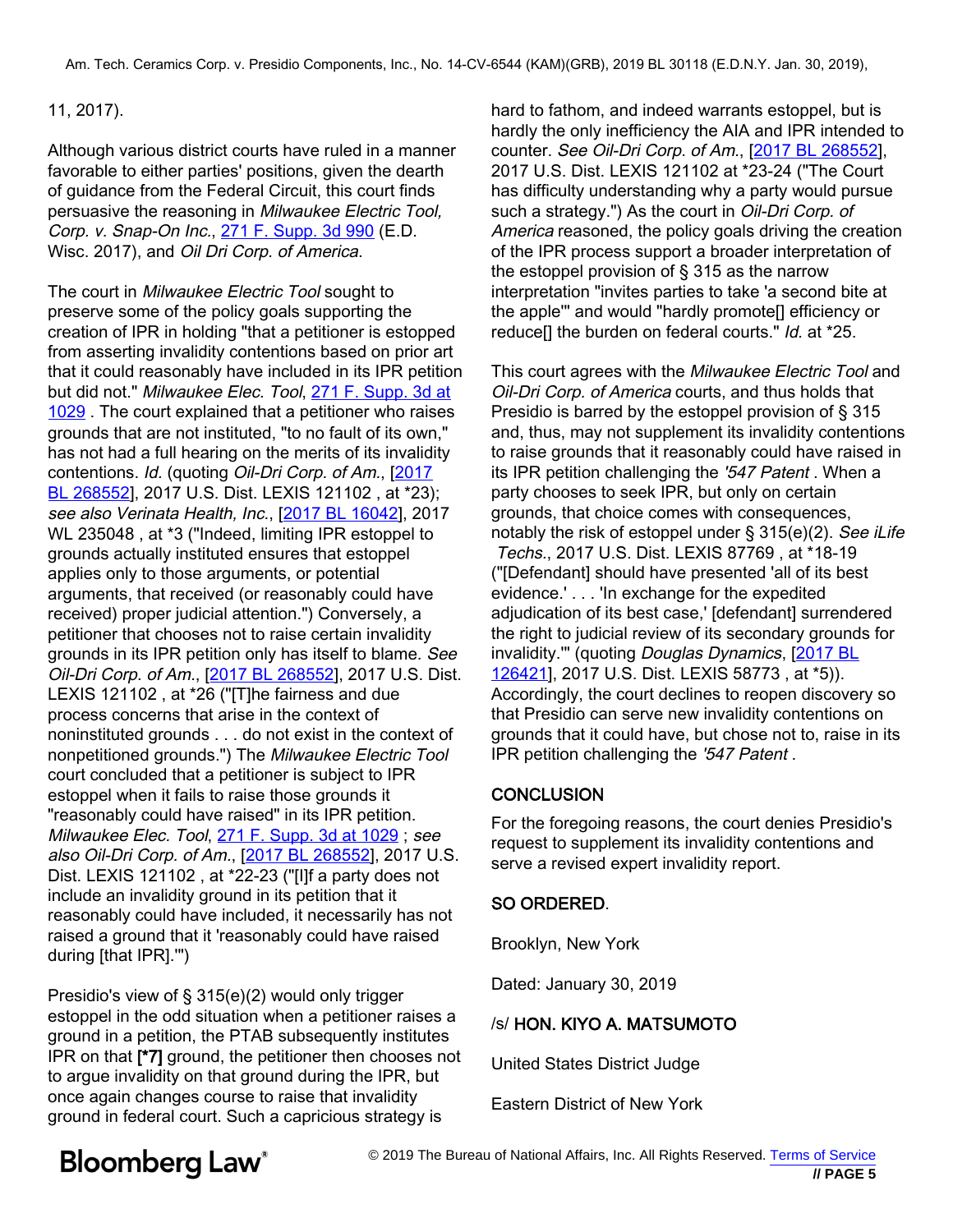11, 2017).

Although various district courts have ruled in a manner favorable to either parties' positions, given the dearth of guidance from the Federal Circuit, this court finds persuasive the reasoning in *Milwaukee Electric Tool, Corp. v. Snap-On Inc.*, 271 F. Supp. 3d 990 (E.D. Wisc. 2017), and *Oil Dri Corp. of America*.

The court in *Milwaukee Electric Tool* sought to preserve some of the policy goals supporting the creation of IPR in holding "that a petitioner is estopped from asserting invalidity contentions based on prior art that it could reasonably have included in its IPR petition but did not." *Milwaukee Elec. Tool*, 271 F. Supp. 3d at 1029 . The court explained that a petitioner who raises grounds that are not instituted, "to no fault of its own," has not had a full hearing on the merits of its invalidity contentions. *Id.* (quoting *Oil-Dri Corp. of Am.*, [2017 BL 268552], 2017 U.S. Dist. LEXIS 121102 , at *23); *see also Verinata Health, Inc.*, [2017 BL 16042], 2017 WL 235048 , at *3 ("Indeed, limiting IPR estoppel to grounds actually instituted ensures that estoppel applies only to those arguments, or potential arguments, that received (or reasonably could have received) proper judicial attention.") Conversely, a petitioner that chooses not to raise certain invalidity grounds in its IPR petition only has itself to blame. *See Oil-Dri Corp. of Am.*, [2017 BL 268552], 2017 U.S. Dist. LEXIS 121102 , at *26 ("[T]he fairness and due process concerns that arise in the context of noninstituted grounds . . . do not exist in the context of nonpetitioned grounds.") The *Milwaukee Electric Tool* court concluded that a petitioner is subject to IPR estoppel when it fails to raise those grounds it "reasonably could have raised" in its IPR petition. *Milwaukee Elec. Tool*, 271 F. Supp. 3d at 1029 ; *see also Oil-Dri Corp. of Am.*, [2017 BL 268552], 2017 U.S. Dist. LEXIS 121102 , at *22-23 ("[I]f a party does not include an invalidity ground in its petition that it reasonably could have included, it necessarily has not raised a ground that it 'reasonably could have raised during [that IPR].'")

Presidio's view of § 315(e)(2) would only trigger estoppel in the odd situation when a petitioner raises a ground in a petition, the PTAB subsequently institutes IPR on that [*7] ground, the petitioner then chooses not to argue invalidity on that ground during the IPR, but once again changes course to raise that invalidity ground in federal court. Such a capricious strategy is hard to fathom, and indeed warrants estoppel, but is hardly the only inefficiency the AIA and IPR intended to counter. *See Oil-Dri Corp. of Am.*, [2017 BL 268552], 2017 U.S. Dist. LEXIS 121102 at *23-24 ("The Court has difficulty understanding why a party would pursue such a strategy.") As the court in *Oil-Dri Corp. of America* reasoned, the policy goals driving the creation of the IPR process support a broader interpretation of the estoppel provision of § 315 as the narrow interpretation "invites parties to take 'a second bite at the apple'" and would "hardly promote[] efficiency or reduce[] the burden on federal courts." *Id.* at *25.

This court agrees with the *Milwaukee Electric Tool* and *Oil-Dri Corp. of America* courts, and thus holds that Presidio is barred by the estoppel provision of § 315 and, thus, may not supplement its invalidity contentions to raise grounds that it reasonably could have raised in its IPR petition challenging the *'547 Patent* . When a party chooses to seek IPR, but only on certain grounds, that choice comes with consequences, notably the risk of estoppel under § 315(e)(2). *See iLife Techs.*, 2017 U.S. Dist. LEXIS 87769 , at *18-19 ("[Defendant] should have presented 'all of its best evidence.' . . . 'In exchange for the expedited adjudication of its best case,' [defendant] surrendered the right to judicial review of its secondary grounds for invalidity.'" (quoting *Douglas Dynamics*, [2017 BL 126421], 2017 U.S. Dist. LEXIS 58773 , at *5)). Accordingly, the court declines to reopen discovery so that Presidio can serve new invalidity contentions on grounds that it could have, but chose not to, raise in its IPR petition challenging the *'547 Patent* .

## CONCLUSION

For the foregoing reasons, the court denies Presidio's request to supplement its invalidity contentions and serve a revised expert invalidity report.

**SO ORDERED**.

Brooklyn, New York

Dated: January 30, 2019

/s/ **HON. KIYO A. MATSUMOTO**

United States District Judge

Eastern District of New York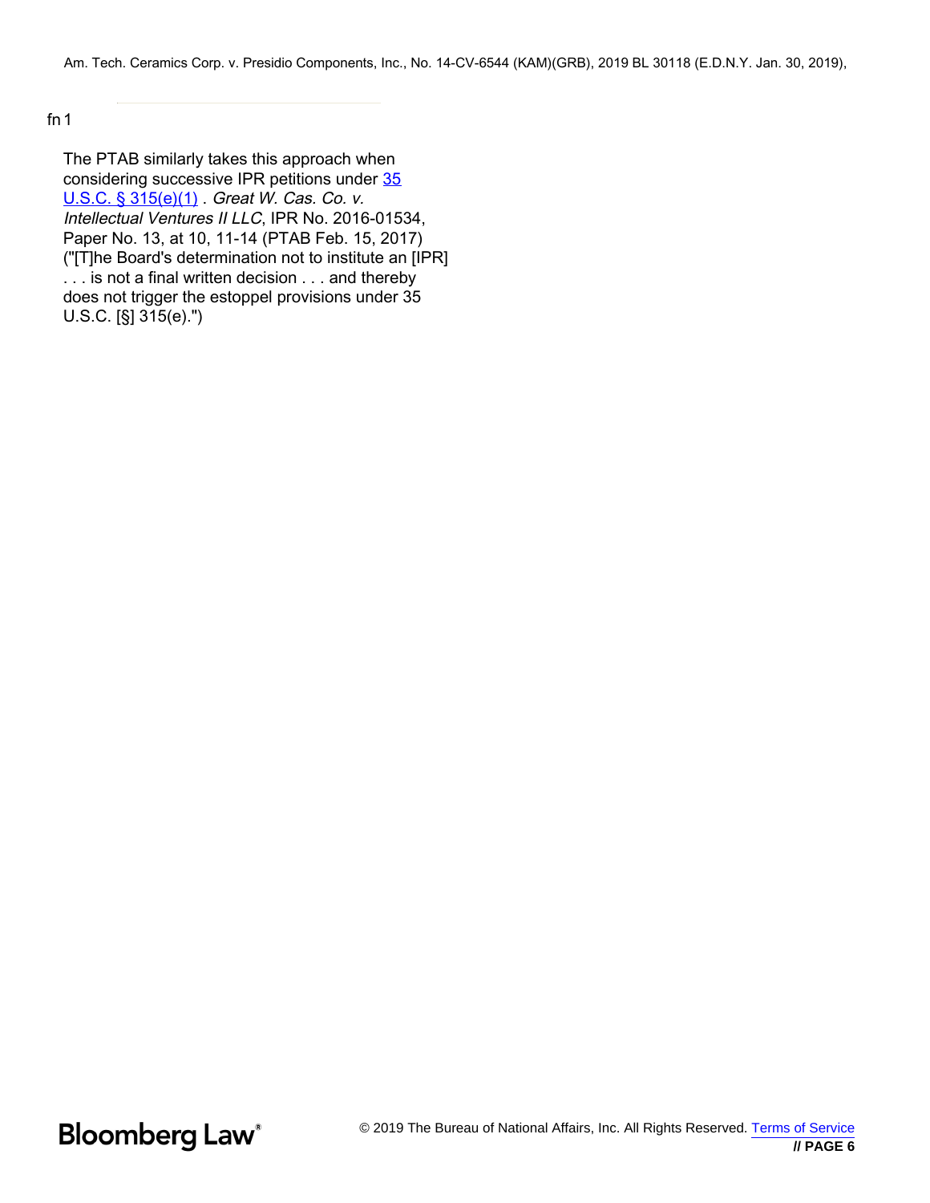fn 1

The PTAB similarly takes this approach when considering successive IPR petitions under 35 U.S.C. § 315(e)(1) . *Great W. Cas. Co. v. Intellectual Ventures II LLC*, IPR No. 2016-01534, Paper No. 13, at 10, 11-14 (PTAB Feb. 15, 2017) ("[T]he Board's determination not to institute an [IPR] . . . is not a final written decision . . . and thereby does not trigger the estoppel provisions under 35 U.S.C. [§] 315(e).")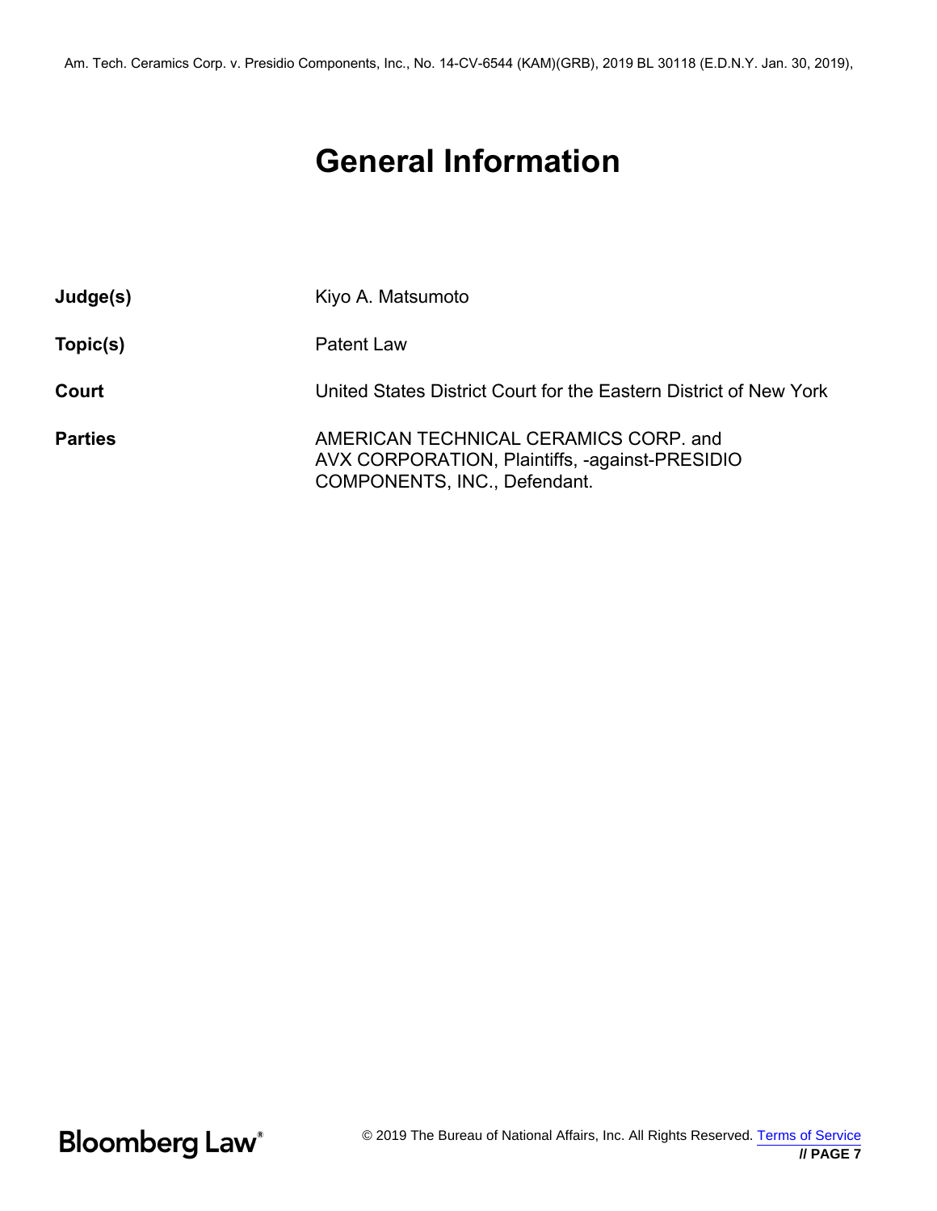# General Information

| | |
|---|---|
| **Judge(s)** | Kiyo A. Matsumoto |
| **Topic(s)** | Patent Law |
| **Court** | United States District Court for the Eastern District of New York |
| **Parties** | AMERICAN TECHNICAL CERAMICS CORP. and AVX CORPORATION, Plaintiffs, -against-PRESIDIO COMPONENTS, INC., Defendant. |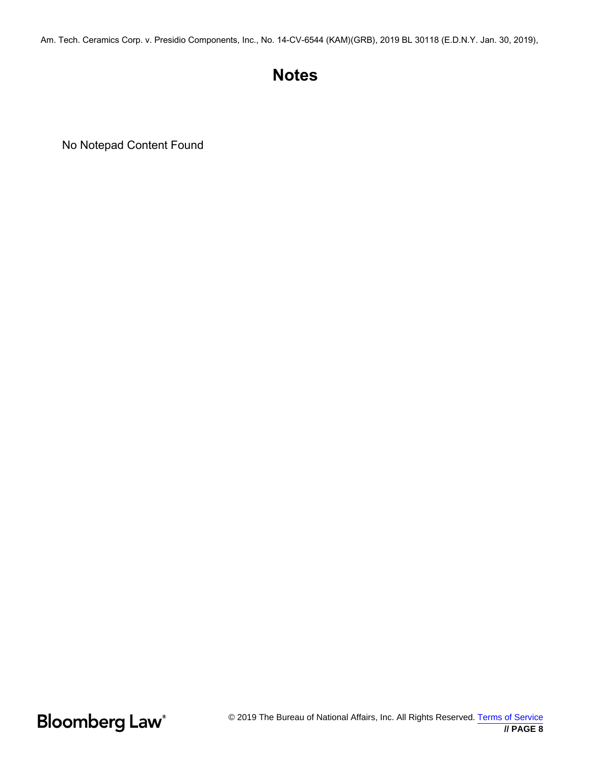# Notes

No Notepad Content Found